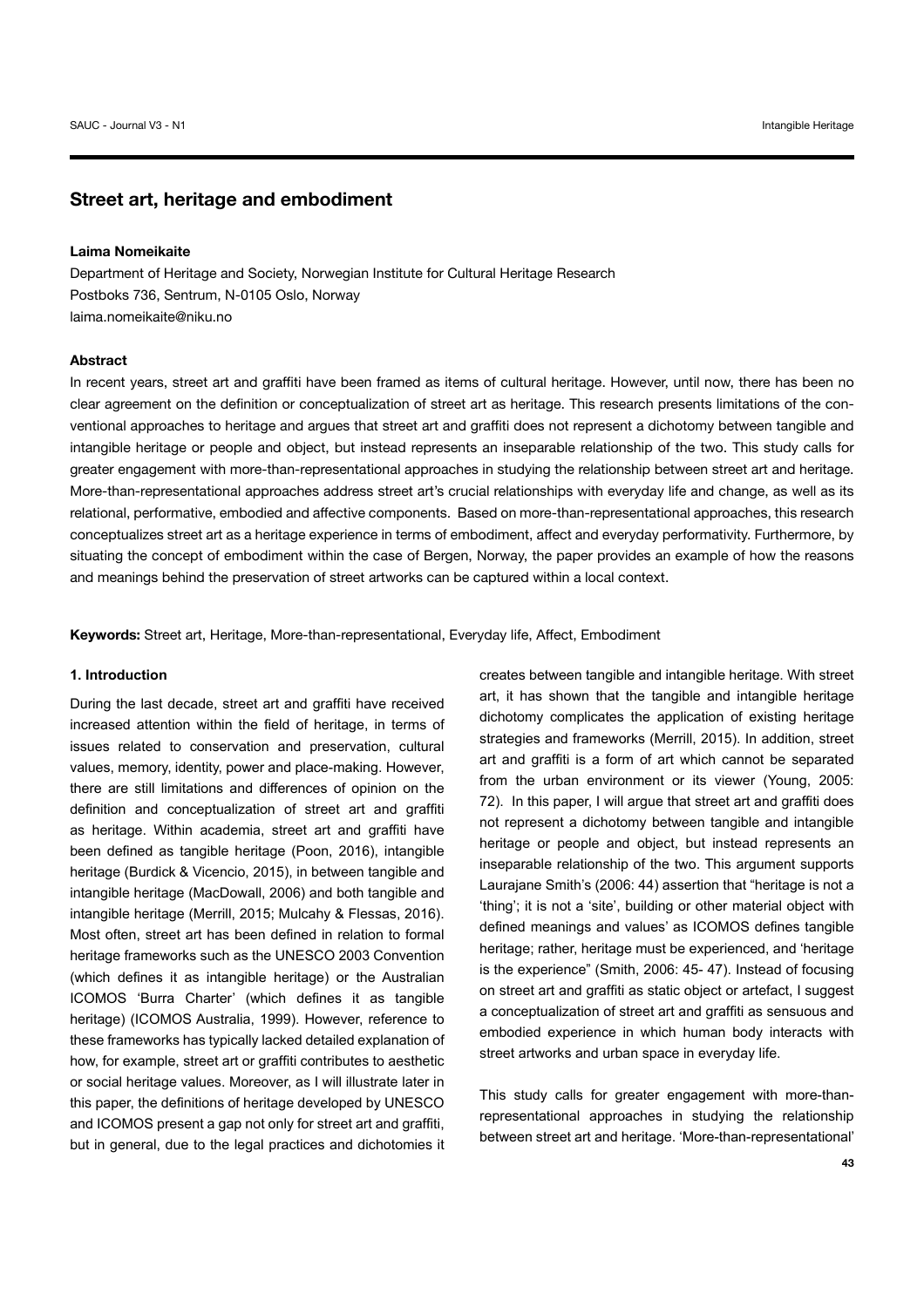# Street art, heritage and embodiment

**Laima Nomeikaite**

Department of Heritage and Society, Norwegian Institute for Cultural Heritage Research
Postboks 736, Sentrum, N-0105 Oslo, Norway
laima.nomeikaite@niku.no

**Abstract**

In recent years, street art and graffiti have been framed as items of cultural heritage. However, until now, there has been no clear agreement on the definition or conceptualization of street art as heritage. This research presents limitations of the conventional approaches to heritage and argues that street art and graffiti does not represent a dichotomy between tangible and intangible heritage or people and object, but instead represents an inseparable relationship of the two. This study calls for greater engagement with more-than-representational approaches in studying the relationship between street art and heritage. More-than-representational approaches address street art's crucial relationships with everyday life and change, as well as its relational, performative, embodied and affective components. Based on more-than-representational approaches, this research conceptualizes street art as a heritage experience in terms of embodiment, affect and everyday performativity. Furthermore, by situating the concept of embodiment within the case of Bergen, Norway, the paper provides an example of how the reasons and meanings behind the preservation of street artworks can be captured within a local context.

**Keywords:** Street art, Heritage, More-than-representational, Everyday life, Affect, Embodiment

## 1. Introduction

During the last decade, street art and graffiti have received increased attention within the field of heritage, in terms of issues related to conservation and preservation, cultural values, memory, identity, power and place-making. However, there are still limitations and differences of opinion on the definition and conceptualization of street art and graffiti as heritage. Within academia, street art and graffiti have been defined as tangible heritage (Poon, 2016), intangible heritage (Burdick & Vicencio, 2015), in between tangible and intangible heritage (MacDowall, 2006) and both tangible and intangible heritage (Merrill, 2015; Mulcahy & Flessas, 2016). Most often, street art has been defined in relation to formal heritage frameworks such as the UNESCO 2003 Convention (which defines it as intangible heritage) or the Australian ICOMOS 'Burra Charter' (which defines it as tangible heritage) (ICOMOS Australia, 1999). However, reference to these frameworks has typically lacked detailed explanation of how, for example, street art or graffiti contributes to aesthetic or social heritage values. Moreover, as I will illustrate later in this paper, the definitions of heritage developed by UNESCO and ICOMOS present a gap not only for street art and graffiti, but in general, due to the legal practices and dichotomies it creates between tangible and intangible heritage. With street art, it has shown that the tangible and intangible heritage dichotomy complicates the application of existing heritage strategies and frameworks (Merrill, 2015). In addition, street art and graffiti is a form of art which cannot be separated from the urban environment or its viewer (Young, 2005: 72). In this paper, I will argue that street art and graffiti does not represent a dichotomy between tangible and intangible heritage or people and object, but instead represents an inseparable relationship of the two. This argument supports Laurajane Smith's (2006: 44) assertion that "heritage is not a 'thing'; it is not a 'site', building or other material object with defined meanings and values' as ICOMOS defines tangible heritage; rather, heritage must be experienced, and 'heritage is the experience" (Smith, 2006: 45- 47). Instead of focusing on street art and graffiti as static object or artefact, I suggest a conceptualization of street art and graffiti as sensuous and embodied experience in which human body interacts with street artworks and urban space in everyday life.

This study calls for greater engagement with more-than-representational approaches in studying the relationship between street art and heritage. 'More-than-representational'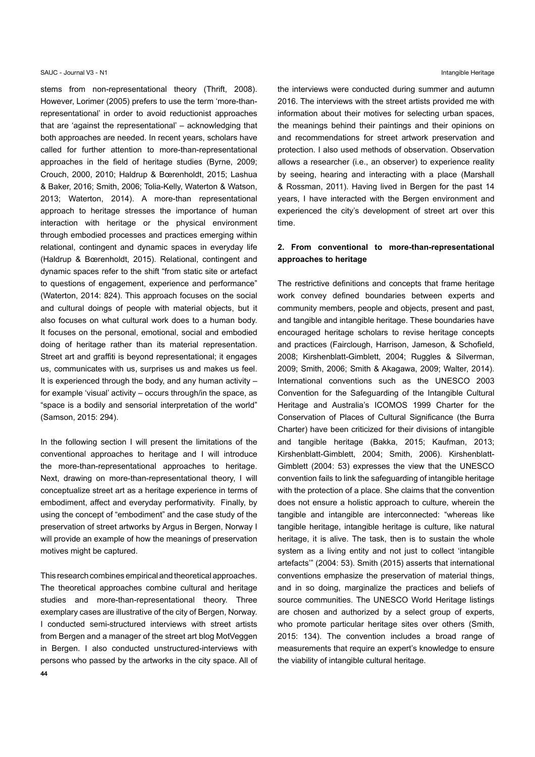stems from non-representational theory (Thrift, 2008). However, Lorimer (2005) prefers to use the term 'more-than-representational' in order to avoid reductionist approaches that are 'against the representational' – acknowledging that both approaches are needed. In recent years, scholars have called for further attention to more-than-representational approaches in the field of heritage studies (Byrne, 2009; Crouch, 2000, 2010; Haldrup & Bœrenholdt, 2015; Lashua & Baker, 2016; Smith, 2006; Tolia-Kelly, Waterton & Watson, 2013; Waterton, 2014). A more-than representational approach to heritage stresses the importance of human interaction with heritage or the physical environment through embodied processes and practices emerging within relational, contingent and dynamic spaces in everyday life (Haldrup & Bœrenholdt, 2015). Relational, contingent and dynamic spaces refer to the shift "from static site or artefact to questions of engagement, experience and performance" (Waterton, 2014: 824). This approach focuses on the social and cultural doings of people with material objects, but it also focuses on what cultural work does to a human body. It focuses on the personal, emotional, social and embodied doing of heritage rather than its material representation. Street art and graffiti is beyond representational; it engages us, communicates with us, surprises us and makes us feel. It is experienced through the body, and any human activity – for example 'visual' activity – occurs through/in the space, as "space is a bodily and sensorial interpretation of the world" (Samson, 2015: 294).

In the following section I will present the limitations of the conventional approaches to heritage and I will introduce the more-than-representational approaches to heritage. Next, drawing on more-than-representational theory, I will conceptualize street art as a heritage experience in terms of embodiment, affect and everyday performativity. Finally, by using the concept of "embodiment" and the case study of the preservation of street artworks by Argus in Bergen, Norway I will provide an example of how the meanings of preservation motives might be captured.

This research combines empirical and theoretical approaches. The theoretical approaches combine cultural and heritage studies and more-than-representational theory. Three exemplary cases are illustrative of the city of Bergen, Norway. I conducted semi-structured interviews with street artists from Bergen and a manager of the street art blog MotVeggen in Bergen. I also conducted unstructured-interviews with persons who passed by the artworks in the city space. All of the interviews were conducted during summer and autumn 2016. The interviews with the street artists provided me with information about their motives for selecting urban spaces, the meanings behind their paintings and their opinions on and recommendations for street artwork preservation and protection. I also used methods of observation. Observation allows a researcher (i.e., an observer) to experience reality by seeing, hearing and interacting with a place (Marshall & Rossman, 2011). Having lived in Bergen for the past 14 years, I have interacted with the Bergen environment and experienced the city's development of street art over this time.

## 2. From conventional to more-than-representational approaches to heritage

The restrictive definitions and concepts that frame heritage work convey defined boundaries between experts and community members, people and objects, present and past, and tangible and intangible heritage. These boundaries have encouraged heritage scholars to revise heritage concepts and practices (Fairclough, Harrison, Jameson, & Schofield, 2008; Kirshenblatt-Gimblett, 2004; Ruggles & Silverman, 2009; Smith, 2006; Smith & Akagawa, 2009; Walter, 2014). International conventions such as the UNESCO 2003 Convention for the Safeguarding of the Intangible Cultural Heritage and Australia's ICOMOS 1999 Charter for the Conservation of Places of Cultural Significance (the Burra Charter) have been criticized for their divisions of intangible and tangible heritage (Bakka, 2015; Kaufman, 2013; Kirshenblatt-Gimblett, 2004; Smith, 2006). Kirshenblatt-Gimblett (2004: 53) expresses the view that the UNESCO convention fails to link the safeguarding of intangible heritage with the protection of a place. She claims that the convention does not ensure a holistic approach to culture, wherein the tangible and intangible are interconnected: "whereas like tangible heritage, intangible heritage is culture, like natural heritage, it is alive. The task, then is to sustain the whole system as a living entity and not just to collect 'intangible artefacts'" (2004: 53). Smith (2015) asserts that international conventions emphasize the preservation of material things, and in so doing, marginalize the practices and beliefs of source communities. The UNESCO World Heritage listings are chosen and authorized by a select group of experts, who promote particular heritage sites over others (Smith, 2015: 134). The convention includes a broad range of measurements that require an expert's knowledge to ensure the viability of intangible cultural heritage.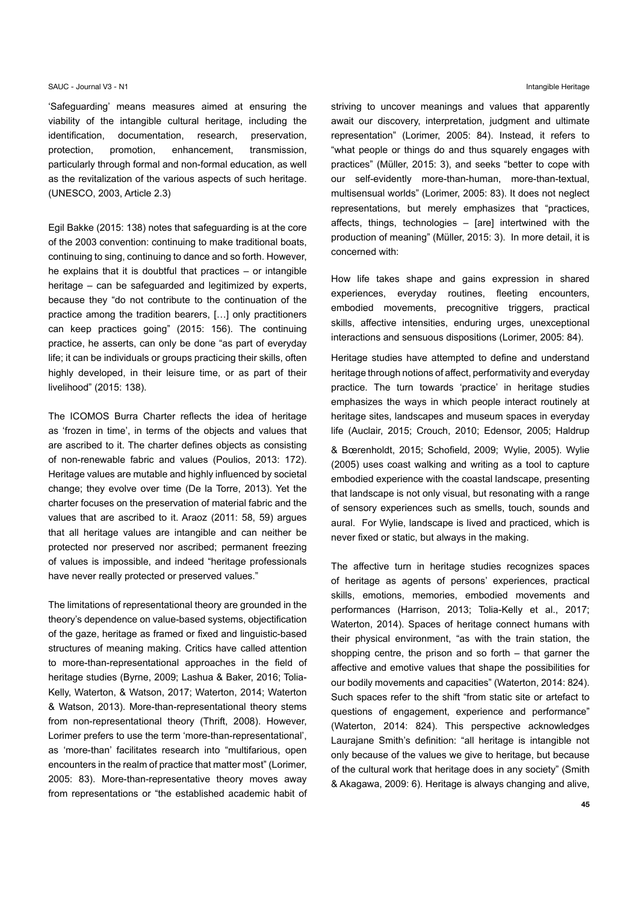'Safeguarding' means measures aimed at ensuring the viability of the intangible cultural heritage, including the identification, documentation, research, preservation, protection, promotion, enhancement, transmission, particularly through formal and non-formal education, as well as the revitalization of the various aspects of such heritage. (UNESCO, 2003, Article 2.3)

Egil Bakke (2015: 138) notes that safeguarding is at the core of the 2003 convention: continuing to make traditional boats, continuing to sing, continuing to dance and so forth. However, he explains that it is doubtful that practices – or intangible heritage – can be safeguarded and legitimized by experts, because they "do not contribute to the continuation of the practice among the tradition bearers, […] only practitioners can keep practices going" (2015: 156). The continuing practice, he asserts, can only be done "as part of everyday life; it can be individuals or groups practicing their skills, often highly developed, in their leisure time, or as part of their livelihood" (2015: 138).

The ICOMOS Burra Charter reflects the idea of heritage as 'frozen in time', in terms of the objects and values that are ascribed to it. The charter defines objects as consisting of non-renewable fabric and values (Poulios, 2013: 172). Heritage values are mutable and highly influenced by societal change; they evolve over time (De la Torre, 2013). Yet the charter focuses on the preservation of material fabric and the values that are ascribed to it. Araoz (2011: 58, 59) argues that all heritage values are intangible and can neither be protected nor preserved nor ascribed; permanent freezing of values is impossible, and indeed "heritage professionals have never really protected or preserved values."

The limitations of representational theory are grounded in the theory's dependence on value-based systems, objectification of the gaze, heritage as framed or fixed and linguistic-based structures of meaning making. Critics have called attention to more-than-representational approaches in the field of heritage studies (Byrne, 2009; Lashua & Baker, 2016; Tolia-Kelly, Waterton, & Watson, 2017; Waterton, 2014; Waterton & Watson, 2013). More-than-representational theory stems from non-representational theory (Thrift, 2008). However, Lorimer prefers to use the term 'more-than-representational', as 'more-than' facilitates research into "multifarious, open encounters in the realm of practice that matter most" (Lorimer, 2005: 83). More-than-representative theory moves away from representations or "the established academic habit of striving to uncover meanings and values that apparently await our discovery, interpretation, judgment and ultimate representation" (Lorimer, 2005: 84). Instead, it refers to "what people or things do and thus squarely engages with practices" (Müller, 2015: 3), and seeks "better to cope with our self-evidently more-than-human, more-than-textual, multisensual worlds" (Lorimer, 2005: 83). It does not neglect representations, but merely emphasizes that "practices, affects, things, technologies – [are] intertwined with the production of meaning" (Müller, 2015: 3). In more detail, it is concerned with:

How life takes shape and gains expression in shared experiences, everyday routines, fleeting encounters, embodied movements, precognitive triggers, practical skills, affective intensities, enduring urges, unexceptional interactions and sensuous dispositions (Lorimer, 2005: 84).

Heritage studies have attempted to define and understand heritage through notions of affect, performativity and everyday practice. The turn towards 'practice' in heritage studies emphasizes the ways in which people interact routinely at heritage sites, landscapes and museum spaces in everyday life (Auclair, 2015; Crouch, 2010; Edensor, 2005; Haldrup & Bœrenholdt, 2015; Schofield, 2009; Wylie, 2005). Wylie (2005) uses coast walking and writing as a tool to capture embodied experience with the coastal landscape, presenting that landscape is not only visual, but resonating with a range of sensory experiences such as smells, touch, sounds and aural. For Wylie, landscape is lived and practiced, which is never fixed or static, but always in the making.

The affective turn in heritage studies recognizes spaces of heritage as agents of persons' experiences, practical skills, emotions, memories, embodied movements and performances (Harrison, 2013; Tolia-Kelly et al., 2017; Waterton, 2014). Spaces of heritage connect humans with their physical environment, "as with the train station, the shopping centre, the prison and so forth – that garner the affective and emotive values that shape the possibilities for our bodily movements and capacities" (Waterton, 2014: 824). Such spaces refer to the shift "from static site or artefact to questions of engagement, experience and performance" (Waterton, 2014: 824). This perspective acknowledges Laurajane Smith's definition: "all heritage is intangible not only because of the values we give to heritage, but because of the cultural work that heritage does in any society" (Smith & Akagawa, 2009: 6). Heritage is always changing and alive,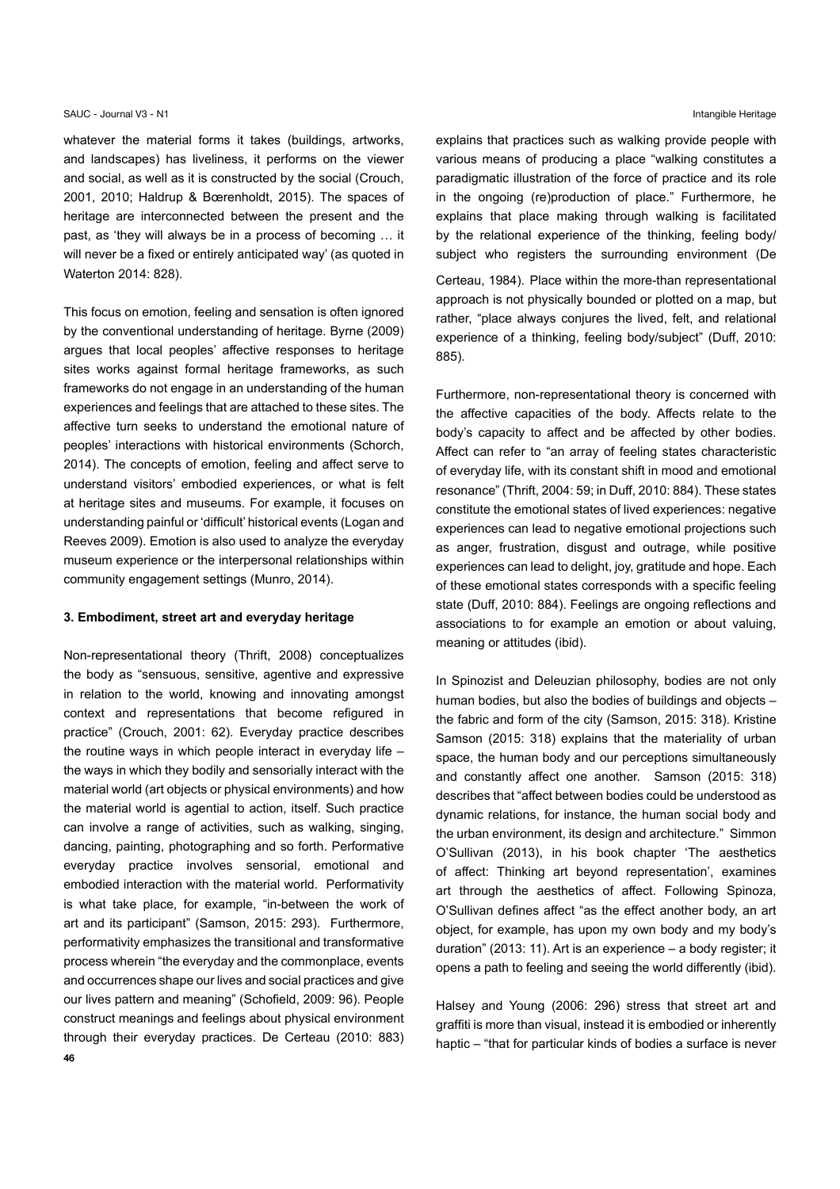whatever the material forms it takes (buildings, artworks, and landscapes) has liveliness, it performs on the viewer and social, as well as it is constructed by the social (Crouch, 2001, 2010; Haldrup & Bœrenholdt, 2015). The spaces of heritage are interconnected between the present and the past, as 'they will always be in a process of becoming … it will never be a fixed or entirely anticipated way' (as quoted in Waterton 2014: 828).

This focus on emotion, feeling and sensation is often ignored by the conventional understanding of heritage. Byrne (2009) argues that local peoples' affective responses to heritage sites works against formal heritage frameworks, as such frameworks do not engage in an understanding of the human experiences and feelings that are attached to these sites. The affective turn seeks to understand the emotional nature of peoples' interactions with historical environments (Schorch, 2014). The concepts of emotion, feeling and affect serve to understand visitors' embodied experiences, or what is felt at heritage sites and museums. For example, it focuses on understanding painful or 'difficult' historical events (Logan and Reeves 2009). Emotion is also used to analyze the everyday museum experience or the interpersonal relationships within community engagement settings (Munro, 2014).

### 3. Embodiment, street art and everyday heritage

Non-representational theory (Thrift, 2008) conceptualizes the body as "sensuous, sensitive, agentive and expressive in relation to the world, knowing and innovating amongst context and representations that become refigured in practice" (Crouch, 2001: 62). Everyday practice describes the routine ways in which people interact in everyday life – the ways in which they bodily and sensorially interact with the material world (art objects or physical environments) and how the material world is agential to action, itself. Such practice can involve a range of activities, such as walking, singing, dancing, painting, photographing and so forth. Performative everyday practice involves sensorial, emotional and embodied interaction with the material world. Performativity is what take place, for example, "in-between the work of art and its participant" (Samson, 2015: 293). Furthermore, performativity emphasizes the transitional and transformative process wherein "the everyday and the commonplace, events and occurrences shape our lives and social practices and give our lives pattern and meaning" (Schofield, 2009: 96). People construct meanings and feelings about physical environment through their everyday practices. De Certeau (2010: 883) explains that practices such as walking provide people with various means of producing a place "walking constitutes a paradigmatic illustration of the force of practice and its role in the ongoing (re)production of place." Furthermore, he explains that place making through walking is facilitated by the relational experience of the thinking, feeling body/subject who registers the surrounding environment (De Certeau, 1984). Place within the more-than representational approach is not physically bounded or plotted on a map, but rather, "place always conjures the lived, felt, and relational experience of a thinking, feeling body/subject" (Duff, 2010: 885).

Furthermore, non-representational theory is concerned with the affective capacities of the body. Affects relate to the body's capacity to affect and be affected by other bodies. Affect can refer to "an array of feeling states characteristic of everyday life, with its constant shift in mood and emotional resonance" (Thrift, 2004: 59; in Duff, 2010: 884). These states constitute the emotional states of lived experiences: negative experiences can lead to negative emotional projections such as anger, frustration, disgust and outrage, while positive experiences can lead to delight, joy, gratitude and hope. Each of these emotional states corresponds with a specific feeling state (Duff, 2010: 884). Feelings are ongoing reflections and associations to for example an emotion or about valuing, meaning or attitudes (ibid).

In Spinozist and Deleuzian philosophy, bodies are not only human bodies, but also the bodies of buildings and objects – the fabric and form of the city (Samson, 2015: 318). Kristine Samson (2015: 318) explains that the materiality of urban space, the human body and our perceptions simultaneously and constantly affect one another. Samson (2015: 318) describes that "affect between bodies could be understood as dynamic relations, for instance, the human social body and the urban environment, its design and architecture." Simmon O'Sullivan (2013), in his book chapter 'The aesthetics of affect: Thinking art beyond representation', examines art through the aesthetics of affect. Following Spinoza, O'Sullivan defines affect "as the effect another body, an art object, for example, has upon my own body and my body's duration" (2013: 11). Art is an experience – a body register; it opens a path to feeling and seeing the world differently (ibid).

Halsey and Young (2006: 296) stress that street art and graffiti is more than visual, instead it is embodied or inherently haptic – "that for particular kinds of bodies a surface is never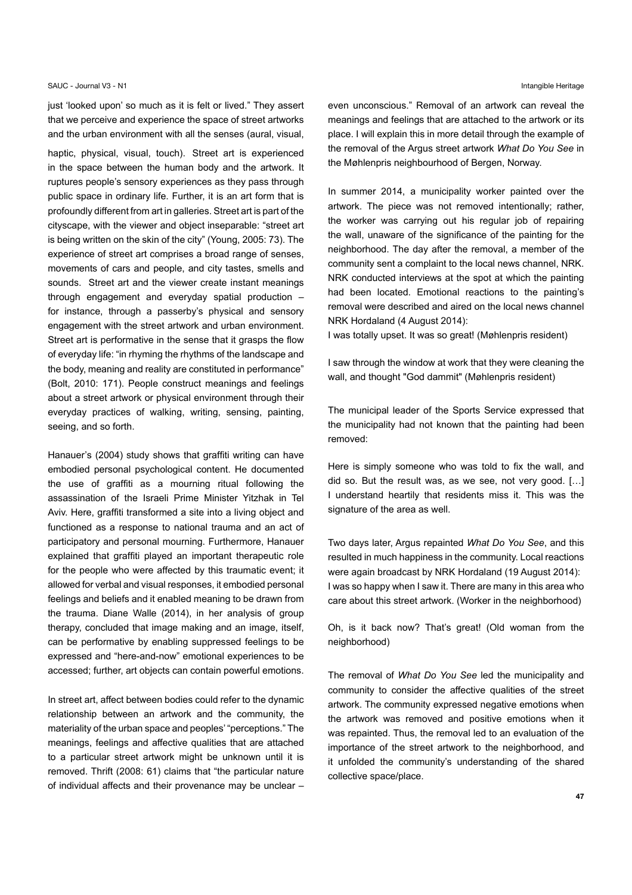just 'looked upon' so much as it is felt or lived." They assert that we perceive and experience the space of street artworks and the urban environment with all the senses (aural, visual, haptic, physical, visual, touch). Street art is experienced in the space between the human body and the artwork. It ruptures people's sensory experiences as they pass through public space in ordinary life. Further, it is an art form that is profoundly different from art in galleries. Street art is part of the cityscape, with the viewer and object inseparable: "street art is being written on the skin of the city" (Young, 2005: 73). The experience of street art comprises a broad range of senses, movements of cars and people, and city tastes, smells and sounds. Street art and the viewer create instant meanings through engagement and everyday spatial production – for instance, through a passerby's physical and sensory engagement with the street artwork and urban environment. Street art is performative in the sense that it grasps the flow of everyday life: "in rhyming the rhythms of the landscape and the body, meaning and reality are constituted in performance" (Bolt, 2010: 171). People construct meanings and feelings about a street artwork or physical environment through their everyday practices of walking, writing, sensing, painting, seeing, and so forth.

Hanauer's (2004) study shows that graffiti writing can have embodied personal psychological content. He documented the use of graffiti as a mourning ritual following the assassination of the Israeli Prime Minister Yitzhak in Tel Aviv. Here, graffiti transformed a site into a living object and functioned as a response to national trauma and an act of participatory and personal mourning. Furthermore, Hanauer explained that graffiti played an important therapeutic role for the people who were affected by this traumatic event; it allowed for verbal and visual responses, it embodied personal feelings and beliefs and it enabled meaning to be drawn from the trauma. Diane Walle (2014), in her analysis of group therapy, concluded that image making and an image, itself, can be performative by enabling suppressed feelings to be expressed and "here-and-now" emotional experiences to be accessed; further, art objects can contain powerful emotions.

In street art, affect between bodies could refer to the dynamic relationship between an artwork and the community, the materiality of the urban space and peoples' "perceptions." The meanings, feelings and affective qualities that are attached to a particular street artwork might be unknown until it is removed. Thrift (2008: 61) claims that "the particular nature of individual affects and their provenance may be unclear – even unconscious." Removal of an artwork can reveal the meanings and feelings that are attached to the artwork or its place. I will explain this in more detail through the example of the removal of the Argus street artwork *What Do You See* in the Møhlenpris neighbourhood of Bergen, Norway.

In summer 2014, a municipality worker painted over the artwork. The piece was not removed intentionally; rather, the worker was carrying out his regular job of repairing the wall, unaware of the significance of the painting for the neighborhood. The day after the removal, a member of the community sent a complaint to the local news channel, NRK. NRK conducted interviews at the spot at which the painting had been located. Emotional reactions to the painting's removal were described and aired on the local news channel NRK Hordaland (4 August 2014):

I was totally upset. It was so great! (Møhlenpris resident)

I saw through the window at work that they were cleaning the wall, and thought "God dammit" (Møhlenpris resident)

The municipal leader of the Sports Service expressed that the municipality had not known that the painting had been removed:

Here is simply someone who was told to fix the wall, and did so. But the result was, as we see, not very good. […] I understand heartily that residents miss it. This was the signature of the area as well.

Two days later, Argus repainted *What Do You See*, and this resulted in much happiness in the community. Local reactions were again broadcast by NRK Hordaland (19 August 2014):

I was so happy when I saw it. There are many in this area who care about this street artwork. (Worker in the neighborhood)

Oh, is it back now? That's great! (Old woman from the neighborhood)

The removal of *What Do You See* led the municipality and community to consider the affective qualities of the street artwork. The community expressed negative emotions when the artwork was removed and positive emotions when it was repainted. Thus, the removal led to an evaluation of the importance of the street artwork to the neighborhood, and it unfolded the community's understanding of the shared collective space/place.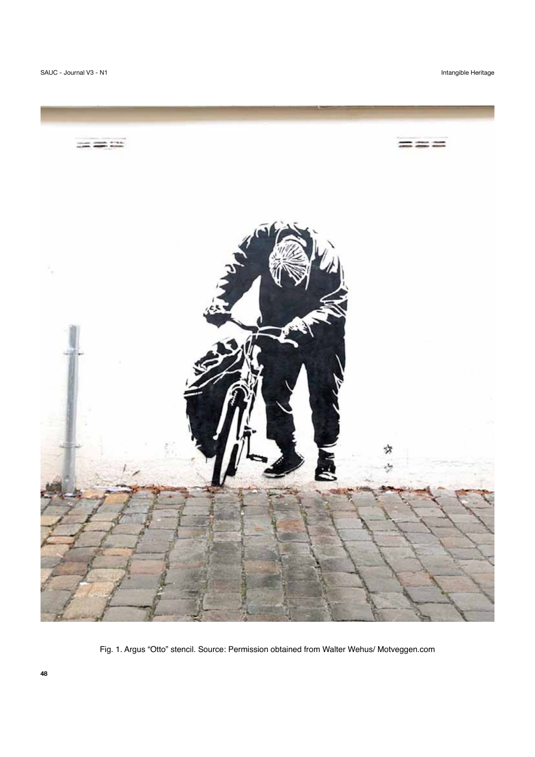Fig. 1. Argus “Otto” stencil. Source: Permission obtained from Walter Wehus/ Motveggen.com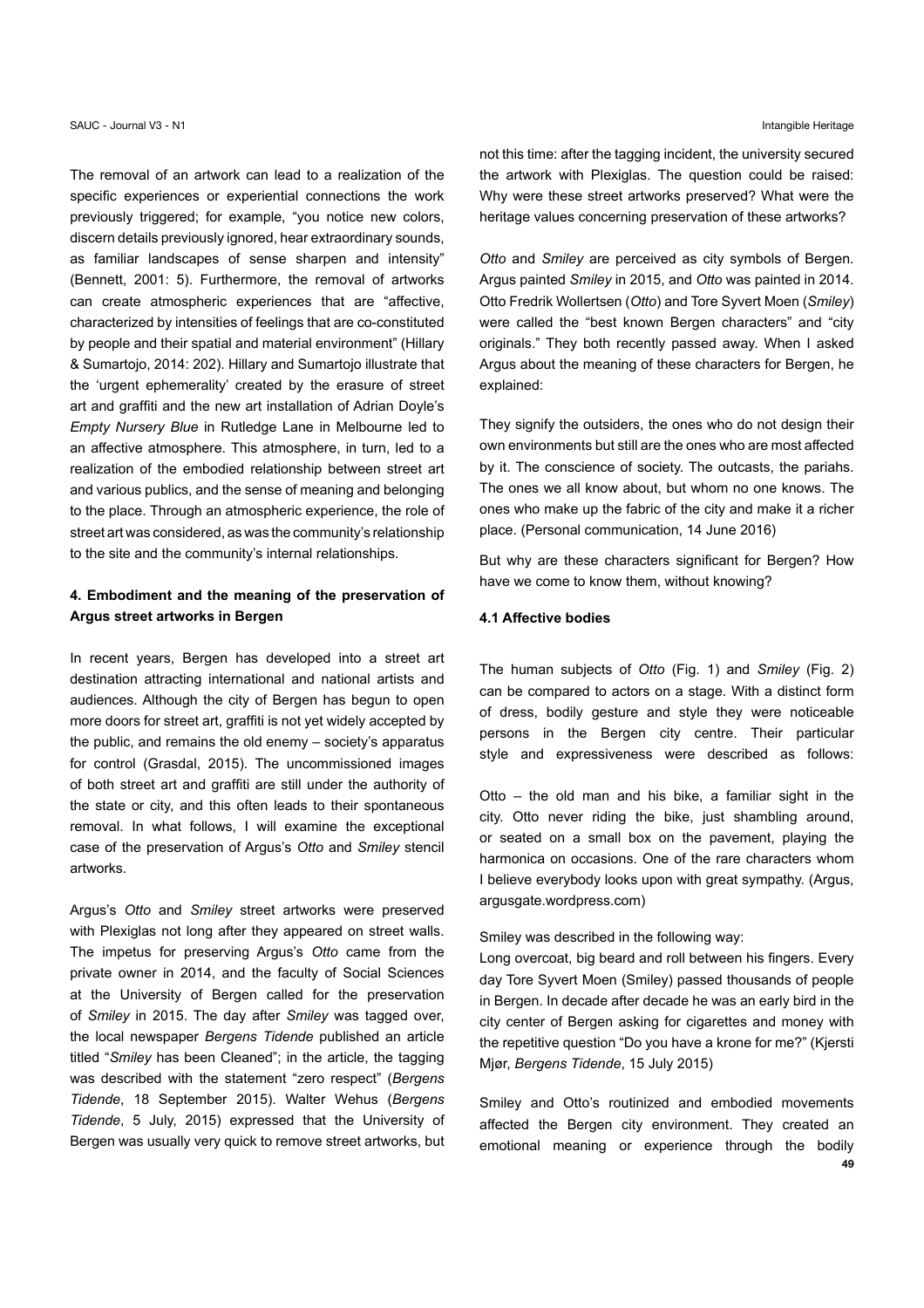The removal of an artwork can lead to a realization of the specific experiences or experiential connections the work previously triggered; for example, "you notice new colors, discern details previously ignored, hear extraordinary sounds, as familiar landscapes of sense sharpen and intensity" (Bennett, 2001: 5). Furthermore, the removal of artworks can create atmospheric experiences that are "affective, characterized by intensities of feelings that are co-constituted by people and their spatial and material environment" (Hillary & Sumartojo, 2014: 202). Hillary and Sumartojo illustrate that the 'urgent ephemerality' created by the erasure of street art and graffiti and the new art installation of Adrian Doyle's *Empty Nursery Blue* in Rutledge Lane in Melbourne led to an affective atmosphere. This atmosphere, in turn, led to a realization of the embodied relationship between street art and various publics, and the sense of meaning and belonging to the place. Through an atmospheric experience, the role of street art was considered, as was the community's relationship to the site and the community's internal relationships.

## 4. Embodiment and the meaning of the preservation of Argus street artworks in Bergen

In recent years, Bergen has developed into a street art destination attracting international and national artists and audiences. Although the city of Bergen has begun to open more doors for street art, graffiti is not yet widely accepted by the public, and remains the old enemy – society's apparatus for control (Grasdal, 2015). The uncommissioned images of both street art and graffiti are still under the authority of the state or city, and this often leads to their spontaneous removal. In what follows, I will examine the exceptional case of the preservation of Argus's *Otto* and *Smiley* stencil artworks.

Argus's *Otto* and *Smiley* street artworks were preserved with Plexiglas not long after they appeared on street walls. The impetus for preserving Argus's *Otto* came from the private owner in 2014, and the faculty of Social Sciences at the University of Bergen called for the preservation of *Smiley* in 2015. The day after *Smiley* was tagged over, the local newspaper *Bergens Tidende* published an article titled "*Smiley* has been Cleaned"; in the article, the tagging was described with the statement "zero respect" (*Bergens Tidende*, 18 September 2015). Walter Wehus (*Bergens Tidende*, 5 July, 2015) expressed that the University of Bergen was usually very quick to remove street artworks, but not this time: after the tagging incident, the university secured the artwork with Plexiglas. The question could be raised: Why were these street artworks preserved? What were the heritage values concerning preservation of these artworks?

*Otto* and *Smiley* are perceived as city symbols of Bergen. Argus painted *Smiley* in 2015, and *Otto* was painted in 2014. Otto Fredrik Wollertsen (*Otto*) and Tore Syvert Moen (*Smiley*) were called the "best known Bergen characters" and "city originals." They both recently passed away. When I asked Argus about the meaning of these characters for Bergen, he explained:

They signify the outsiders, the ones who do not design their own environments but still are the ones who are most affected by it. The conscience of society. The outcasts, the pariahs. The ones we all know about, but whom no one knows. The ones who make up the fabric of the city and make it a richer place. (Personal communication, 14 June 2016)

But why are these characters significant for Bergen? How have we come to know them, without knowing?

### 4.1 Affective bodies

The human subjects of *Otto* (Fig. 1) and *Smiley* (Fig. 2) can be compared to actors on a stage. With a distinct form of dress, bodily gesture and style they were noticeable persons in the Bergen city centre. Their particular style and expressiveness were described as follows:

Otto – the old man and his bike, a familiar sight in the city. Otto never riding the bike, just shambling around, or seated on a small box on the pavement, playing the harmonica on occasions. One of the rare characters whom I believe everybody looks upon with great sympathy. (Argus, argusgate.wordpress.com)

Smiley was described in the following way:

Long overcoat, big beard and roll between his fingers. Every day Tore Syvert Moen (Smiley) passed thousands of people in Bergen. In decade after decade he was an early bird in the city center of Bergen asking for cigarettes and money with the repetitive question "Do you have a krone for me?" (Kjersti Mjør, *Bergens Tidende*, 15 July 2015)

Smiley and Otto's routinized and embodied movements affected the Bergen city environment. They created an emotional meaning or experience through the bodily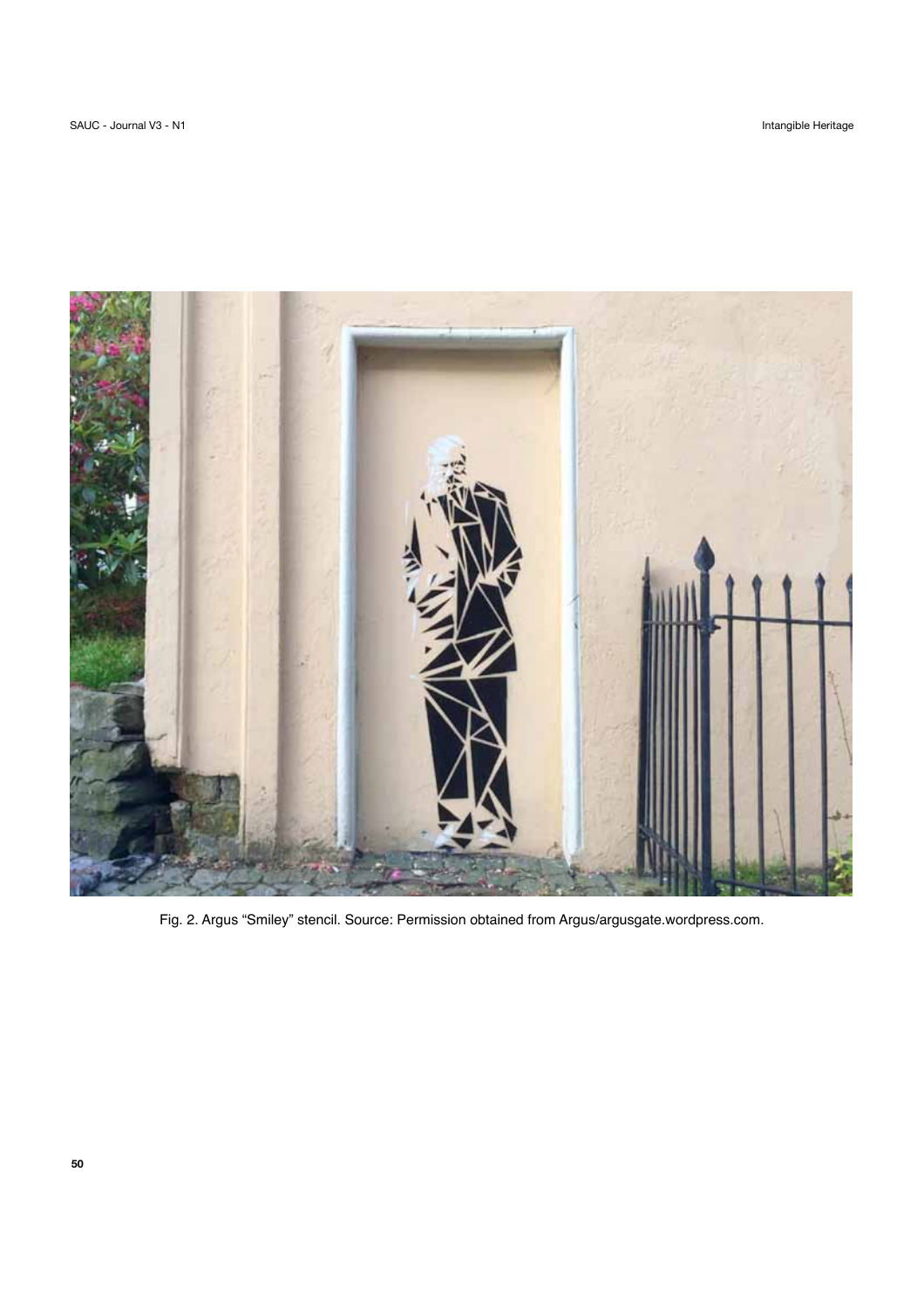Fig. 2. Argus “Smiley” stencil. Source: Permission obtained from Argus/argusgate.wordpress.com.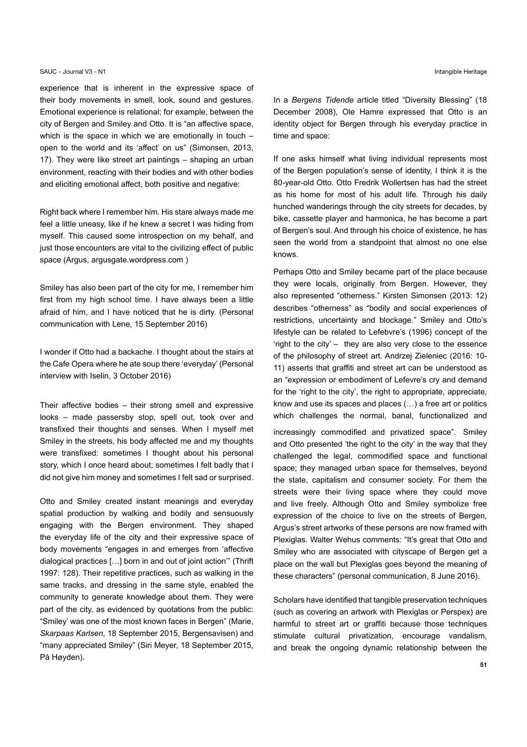experience that is inherent in the expressive space of their body movements in smell, look, sound and gestures. Emotional experience is relational; for example, between the city of Bergen and Smiley and Otto. It is "an affective space, which is the space in which we are emotionally in touch – open to the world and its 'affect' on us" (Simonsen, 2013, 17). They were like street art paintings – shaping an urban environment, reacting with their bodies and with other bodies and eliciting emotional affect, both positive and negative:

Right back where I remember him. His stare always made me feel a little uneasy, like if he knew a secret I was hiding from myself. This caused some introspection on my behalf, and just those encounters are vital to the civilizing effect of public space (Argus, argusgate.wordpress.com )

Smiley has also been part of the city for me, I remember him first from my high school time. I have always been a little afraid of him, and I have noticed that he is dirty. (Personal communication with Lene, 15 September 2016)

I wonder if Otto had a backache. I thought about the stairs at the Cafe Opera where he ate soup there 'everyday' (Personal interview with Iselin, 3 October 2016)

Their affective bodies – their strong smell and expressive looks – made passersby stop, spell out, took over and transfixed their thoughts and senses. When I myself met Smiley in the streets, his body affected me and my thoughts were transfixed: sometimes I thought about his personal story, which I once heard about; sometimes I felt badly that I did not give him money and sometimes I felt sad or surprised.

Otto and Smiley created instant meanings and everyday spatial production by walking and bodily and sensuously engaging with the Bergen environment. They shaped the everyday life of the city and their expressive space of body movements "engages in and emerges from 'affective dialogical practices […] born in and out of joint action'" (Thrift 1997: 128). Their repetitive practices, such as walking in the same tracks, and dressing in the same style, enabled the community to generate knowledge about them. They were part of the city, as evidenced by quotations from the public: "Smiley' was one of the most known faces in Bergen" (Marie, *Skarpaas Karlsen*, 18 September 2015, Bergensavisen) and "many appreciated Smiley" (Siri Meyer, 18 September 2015, På Høyden).

In a *Bergens Tidende* article titled "Diversity Blessing" (18 December 2008), Ole Hamre expressed that Otto is an identity object for Bergen through his everyday practice in time and space:

If one asks himself what living individual represents most of the Bergen population's sense of identity, I think it is the 80-year-old Otto. Otto Fredrik Wollertsen has had the street as his home for most of his adult life. Through his daily hunched wanderings through the city streets for decades, by bike, cassette player and harmonica, he has become a part of Bergen's soul. And through his choice of existence, he has seen the world from a standpoint that almost no one else knows.

Perhaps Otto and Smiley became part of the place because they were locals, originally from Bergen. However, they also represented "otherness." Kirsten Simonsen (2013: 12) describes "otherness" as "bodily and social experiences of restrictions, uncertainty and blockage." Smiley and Otto's lifestyle can be related to Lefebvre's (1996) concept of the 'right to the city' – they are also very close to the essence of the philosophy of street art. Andrzej Zieleniec (2016: 10-11) asserts that graffiti and street art can be understood as an "expression or embodiment of Lefevre's cry and demand for the 'right to the city', the right to appropriate, appreciate, know and use its spaces and places (…) a free art or politics which challenges the normal, banal, functionalized and increasingly commodified and privatized space". Smiley and Otto presented 'the right to the city' in the way that they challenged the legal, commodified space and functional space; they managed urban space for themselves, beyond the state, capitalism and consumer society. For them the streets were their living space where they could move and live freely. Although Otto and Smiley symbolize free expression of the choice to live on the streets of Bergen, Argus's street artworks of these persons are now framed with Plexiglas. Walter Wehus comments: "It's great that Otto and Smiley who are associated with cityscape of Bergen get a place on the wall but Plexiglas goes beyond the meaning of these characters" (personal communication, 8 June 2016).

Scholars have identified that tangible preservation techniques (such as covering an artwork with Plexiglas or Perspex) are harmful to street art or graffiti because those techniques stimulate cultural privatization, encourage vandalism, and break the ongoing dynamic relationship between the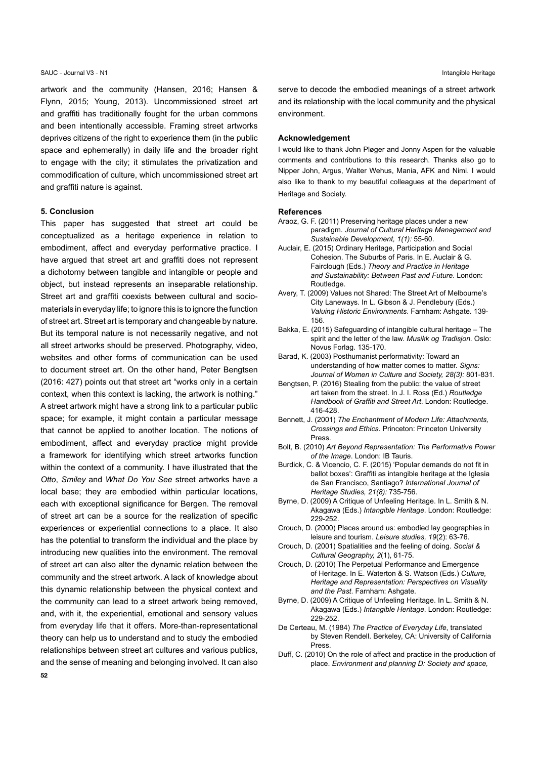artwork and the community (Hansen, 2016; Hansen & Flynn, 2015; Young, 2013). Uncommissioned street art and graffiti has traditionally fought for the urban commons and been intentionally accessible. Framing street artworks deprives citizens of the right to experience them (in the public space and ephemerally) in daily life and the broader right to engage with the city; it stimulates the privatization and commodification of culture, which uncommissioned street art and graffiti nature is against.

### 5. Conclusion

This paper has suggested that street art could be conceptualized as a heritage experience in relation to embodiment, affect and everyday performative practice. I have argued that street art and graffiti does not represent a dichotomy between tangible and intangible or people and object, but instead represents an inseparable relationship. Street art and graffiti coexists between cultural and socio-materials in everyday life; to ignore this is to ignore the function of street art. Street art is temporary and changeable by nature. But its temporal nature is not necessarily negative, and not all street artworks should be preserved. Photography, video, websites and other forms of communication can be used to document street art. On the other hand, Peter Bengtsen (2016: 427) points out that street art "works only in a certain context, when this context is lacking, the artwork is nothing." A street artwork might have a strong link to a particular public space; for example, it might contain a particular message that cannot be applied to another location. The notions of embodiment, affect and everyday practice might provide a framework for identifying which street artworks function within the context of a community. I have illustrated that the *Otto*, *Smiley* and *What Do You See* street artworks have a local base; they are embodied within particular locations, each with exceptional significance for Bergen. The removal of street art can be a source for the realization of specific experiences or experiential connections to a place. It also has the potential to transform the individual and the place by introducing new qualities into the environment. The removal of street art can also alter the dynamic relation between the community and the street artwork. A lack of knowledge about this dynamic relationship between the physical context and the community can lead to a street artwork being removed, and, with it, the experiential, emotional and sensory values from everyday life that it offers. More-than-representational theory can help us to understand and to study the embodied relationships between street art cultures and various publics, and the sense of meaning and belonging involved. It can also serve to decode the embodied meanings of a street artwork and its relationship with the local community and the physical environment.

### Acknowledgement

I would like to thank John Pløger and Jonny Aspen for the valuable comments and contributions to this research. Thanks also go to Nipper John, Argus, Walter Wehus, Mania, AFK and Nimi. I would also like to thank to my beautiful colleagues at the department of Heritage and Society.

### References

Araoz, G. F. (2011) Preserving heritage places under a new paradigm. *Journal of Cultural Heritage Management and Sustainable Development, 1(1):* 55-60.

Auclair, E. (2015) Ordinary Heritage, Participation and Social Cohesion. The Suburbs of Paris. In E. Auclair & G. Fairclough (Eds.) *Theory and Practice in Heritage and Sustainability: Between Past and Future*. London: Routledge.

Avery, T. (2009) Values not Shared: The Street Art of Melbourne's City Laneways. In L. Gibson & J. Pendlebury (Eds.) *Valuing Historic Environments*. Farnham: Ashgate. 139-156.

Bakka, E. (2015) Safeguarding of intangible cultural heritage – The spirit and the letter of the law. *Musikk og Tradisjon.* Oslo: Novus Forlag. 135-170.

Barad, K. (2003) Posthumanist performativity: Toward an understanding of how matter comes to matter. *Signs: Journal of Women in Culture and Society, 28(3):* 801-831.

Bengtsen, P. (2016) Stealing from the public: the value of street art taken from the street. In J. I. Ross (Ed.) *Routledge Handbook of Graffiti and Street Art*. London: Routledge. 416-428.

Bennett, J. (2001) *The Enchantment of Modern Life: Attachments, Crossings and Ethics*. Princeton: Princeton University Press.

Bolt, B. (2010) *Art Beyond Representation: The Performative Power of the Image*. London: IB Tauris.

Burdick, C. & Vicencio, C. F. (2015) 'Popular demands do not fit in ballot boxes': Graffiti as intangible heritage at the Iglesia de San Francisco, Santiago? *International Journal of Heritage Studies, 21(8):* 735-756.

Byrne, D. (2009) A Critique of Unfeeling Heritage. In L. Smith & N. Akagawa (Eds.) *Intangible Heritage*. London: Routledge: 229-252.

Crouch, D. (2000) Places around us: embodied lay geographies in leisure and tourism. *Leisure studies, 19*(2): 63-76.

Crouch, D. (2001) Spatialities and the feeling of doing. *Social & Cultural Geography, 2*(1), 61-75.

Crouch, D. (2010) The Perpetual Performance and Emergence of Heritage. In E. Waterton & S. Watson (Eds.) *Culture, Heritage and Representation: Perspectives on Visuality and the Past*. Farnham: Ashgate.

Byrne, D. (2009) A Critique of Unfeeling Heritage. In L. Smith & N. Akagawa (Eds.) *Intangible Heritage*. London: Routledge: 229-252.

De Certeau, M. (1984) *The Practice of Everyday Life*, translated by Steven Rendell. Berkeley, CA: University of California Press.

Duff, C. (2010) On the role of affect and practice in the production of place. *Environment and planning D: Society and space,*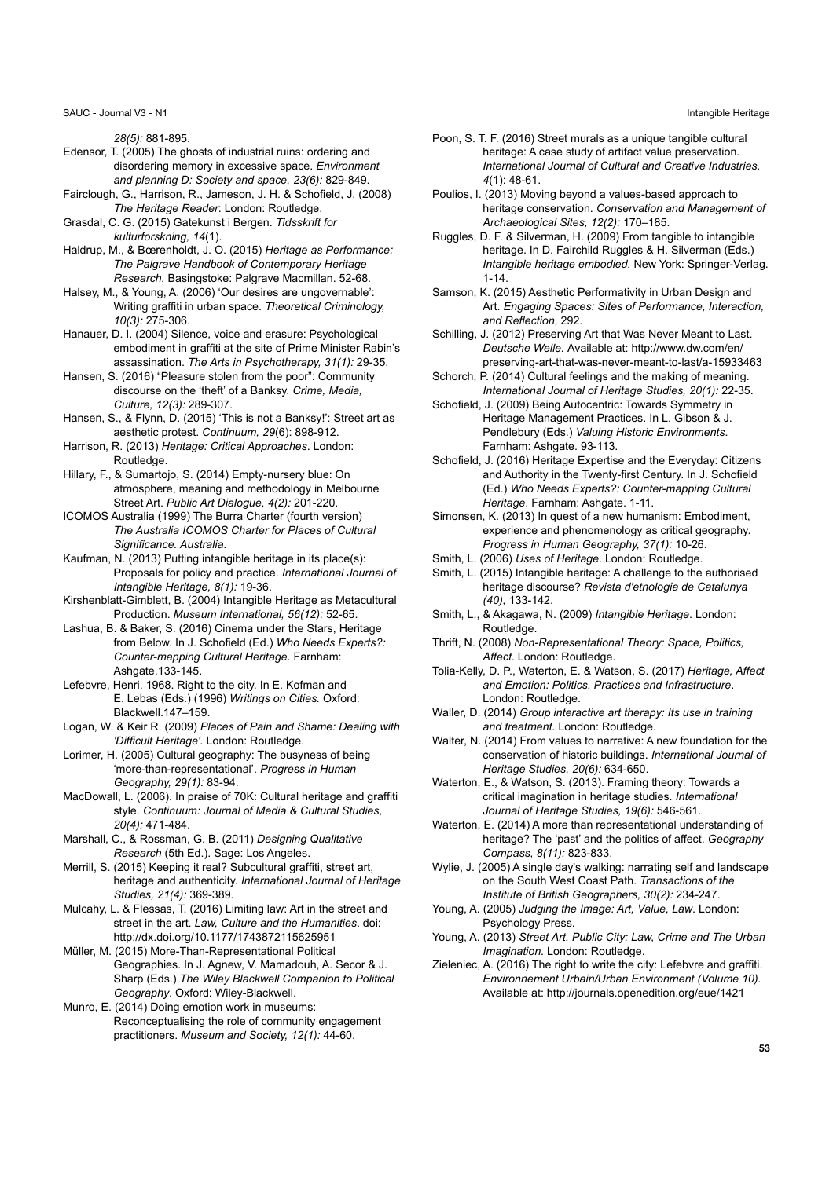*28(5):* 881-895.

Edensor, T. (2005) The ghosts of industrial ruins: ordering and disordering memory in excessive space. *Environment and planning D: Society and space, 23(6):* 829-849.

Fairclough, G., Harrison, R., Jameson, J. H. & Schofield, J. (2008) *The Heritage Reader*: London: Routledge.

Grasdal, C. G. (2015) Gatekunst i Bergen. *Tidsskrift for kulturforskning, 14*(1).

Haldrup, M., & Bœrenholdt, J. O. (2015) *Heritage as Performance: The Palgrave Handbook of Contemporary Heritage Research.* Basingstoke: Palgrave Macmillan. 52-68.

Halsey, M., & Young, A. (2006) 'Our desires are ungovernable': Writing graffiti in urban space. *Theoretical Criminology, 10(3):* 275-306.

Hanauer, D. I. (2004) Silence, voice and erasure: Psychological embodiment in graffiti at the site of Prime Minister Rabin's assassination. *The Arts in Psychotherapy, 31(1):* 29-35.

Hansen, S. (2016) "Pleasure stolen from the poor": Community discourse on the 'theft' of a Banksy. *Crime, Media, Culture, 12(3):* 289-307.

Hansen, S., & Flynn, D. (2015) 'This is not a Banksy!': Street art as aesthetic protest. *Continuum, 29*(6): 898-912.

Harrison, R. (2013) *Heritage: Critical Approaches*. London: Routledge.

Hillary, F., & Sumartojo, S. (2014) Empty-nursery blue: On atmosphere, meaning and methodology in Melbourne Street Art. *Public Art Dialogue, 4(2):* 201-220.

ICOMOS Australia (1999) The Burra Charter (fourth version) *The Australia ICOMOS Charter for Places of Cultural Significance. Australia.*

Kaufman, N. (2013) Putting intangible heritage in its place(s): Proposals for policy and practice. *International Journal of Intangible Heritage, 8(1):* 19-36.

Kirshenblatt-Gimblett, B. (2004) Intangible Heritage as Metacultural Production. *Museum International, 56(12):* 52-65.

Lashua, B. & Baker, S. (2016) Cinema under the Stars, Heritage from Below. In J. Schofield (Ed.) *Who Needs Experts?: Counter-mapping Cultural Heritage*. Farnham: Ashgate.133-145.

Lefebvre, Henri. 1968. Right to the city. In E. Kofman and E. Lebas (Eds.) (1996) *Writings on Cities.* Oxford: Blackwell.147–159.

Logan, W. & Keir R. (2009) *Places of Pain and Shame: Dealing with 'Difficult Heritage'.* London: Routledge.

Lorimer, H. (2005) Cultural geography: The busyness of being 'more-than-representational'. *Progress in Human Geography, 29(1):* 83-94.

MacDowall, L. (2006). In praise of 70K: Cultural heritage and graffiti style. *Continuum: Journal of Media & Cultural Studies, 20(4):* 471-484.

Marshall, C., & Rossman, G. B. (2011) *Designing Qualitative Research* (5th Ed.). Sage: Los Angeles.

Merrill, S. (2015) Keeping it real? Subcultural graffiti, street art, heritage and authenticity. *International Journal of Heritage Studies, 21(4):* 369-389.

Mulcahy, L. & Flessas, T. (2016) Limiting law: Art in the street and street in the art. *Law, Culture and the Humanities*. doi: http://dx.doi.org/10.1177/1743872115625951

Müller, M. (2015) More-Than-Representational Political Geographies. In J. Agnew, V. Mamadouh, A. Secor & J. Sharp (Eds.) *The Wiley Blackwell Companion to Political Geography*. Oxford: Wiley-Blackwell.

Munro, E. (2014) Doing emotion work in museums: Reconceptualising the role of community engagement practitioners. *Museum and Society, 12(1):* 44-60.

Poon, S. T. F. (2016) Street murals as a unique tangible cultural heritage: A case study of artifact value preservation. *International Journal of Cultural and Creative Industries, 4*(1): 48-61.

Poulios, I. (2013) Moving beyond a values-based approach to heritage conservation. *Conservation and Management of Archaeological Sites, 12(2):* 170–185.

Ruggles, D. F. & Silverman, H. (2009) From tangible to intangible heritage. In D. Fairchild Ruggles & H. Silverman (Eds.) *Intangible heritage embodied.* New York: Springer-Verlag. 1-14.

Samson, K. (2015) Aesthetic Performativity in Urban Design and Art. *Engaging Spaces: Sites of Performance, Interaction, and Reflection*, 292.

Schilling, J. (2012) Preserving Art that Was Never Meant to Last. *Deutsche Welle.* Available at: http://www.dw.com/en/preserving-art-that-was-never-meant-to-last/a-15933463

Schorch, P. (2014) Cultural feelings and the making of meaning. *International Journal of Heritage Studies, 20(1):* 22-35.

Schofield, J. (2009) Being Autocentric: Towards Symmetry in Heritage Management Practices. In L. Gibson & J. Pendlebury (Eds.) *Valuing Historic Environments*. Farnham: Ashgate. 93-113.

Schofield, J. (2016) Heritage Expertise and the Everyday: Citizens and Authority in the Twenty-first Century. In J. Schofield (Ed.) *Who Needs Experts?: Counter-mapping Cultural Heritage*. Farnham: Ashgate. 1-11.

Simonsen, K. (2013) In quest of a new humanism: Embodiment, experience and phenomenology as critical geography. *Progress in Human Geography, 37(1):* 10-26.

Smith, L. (2006) *Uses of Heritage*. London: Routledge.

Smith, L. (2015) Intangible heritage: A challenge to the authorised heritage discourse? *Revista d'etnologia de Catalunya (40),* 133-142.

Smith, L., & Akagawa, N. (2009) *Intangible Heritage*. London: Routledge.

Thrift, N. (2008) *Non-Representational Theory: Space, Politics, Affect*. London: Routledge.

Tolia-Kelly, D. P., Waterton, E. & Watson, S. (2017) *Heritage, Affect and Emotion: Politics, Practices and Infrastructure*. London: Routledge.

Waller, D. (2014) *Group interactive art therapy: Its use in training and treatment.* London: Routledge.

Walter, N. (2014) From values to narrative: A new foundation for the conservation of historic buildings. *International Journal of Heritage Studies, 20(6):* 634-650.

Waterton, E., & Watson, S. (2013). Framing theory: Towards a critical imagination in heritage studies. *International Journal of Heritage Studies, 19(6):* 546-561.

Waterton, E. (2014) A more than representational understanding of heritage? The 'past' and the politics of affect. *Geography Compass, 8(11):* 823-833.

Wylie, J. (2005) A single day's walking: narrating self and landscape on the South West Coast Path. *Transactions of the Institute of British Geographers, 30(2):* 234-247.

Young, A. (2005) *Judging the Image: Art, Value, Law*. London: Psychology Press.

Young, A. (2013) *Street Art, Public City: Law, Crime and The Urban Imagination*. London: Routledge.

Zieleniec, A. (2016) The right to write the city: Lefebvre and graffiti. *Environnement Urbain/Urban Environment (Volume 10).* Available at: http://journals.openedition.org/eue/1421